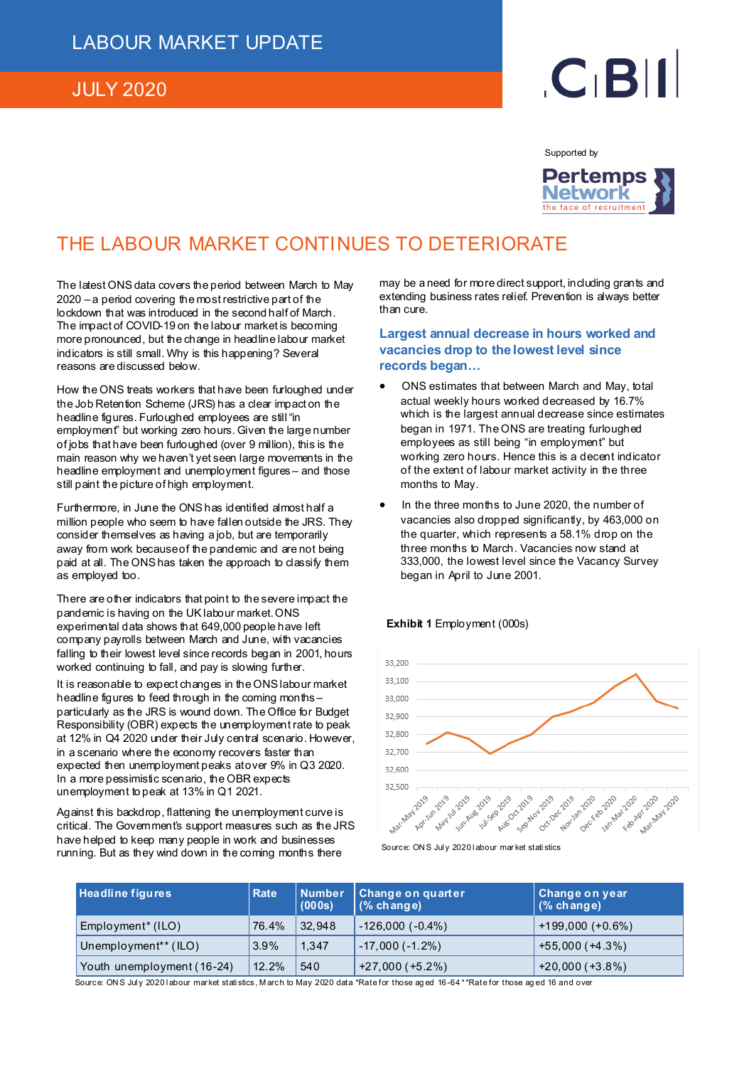# LABOUR MARKET UPDATE

## JULY 2020

Supported by Pertemps Network

## THE LABOUR MARKET CONTINUES TO DETERIORATE

The latest ONS data covers the period between March to May 2020 – a period covering the most restrictive part of the lockdown that was introduced in the second half of March. The impact of COVID-19 on the labour market is becoming more pronounced, but the change in headline labour market indicators is still small. Why is this happening? Several reasons are discussed below.

How the ONS treats workers that have been furloughed under the Job Retention Scheme (JRS) has a clear impact on the headline figures. Furloughed employees are still "in employment" but working zero hours. Given the large number of jobs that have been furloughed (over 9 million), this is the main reason why we haven't yet seen large movements in the headline employment and unemployment figures – and those still paint the picture of high employment.

Furthermore, in June the ONS has identified almost half a million people who seem to have fallen outside the JRS. They consider themselves as having a job, but are temporarily away from work because of the pandemic and are not being paid at all. The ONS has taken the approach to classify them as employed too.

There are other indicators that point to the severe impact the pandemic is having on the UK labour market. ONS experimental data shows that 649,000 people have left company payrolls between March and June, with vacancies falling to their lowest level since records began in 2001, hours worked continuing to fall, and pay is slowing further.

It is reasonable to expect changes in the ONS labour market headline figures to feed through in the coming months – particularly as the JRS is wound down. The Office for Budget Responsibility (OBR) expects the unemployment rate to peak at 12% in Q4 2020 under their July central scenario. However, in a scenario where the economy recovers faster than expected then unemployment peaks at over 9% in Q3 2020. In a more pessimistic scenario, the OBR expects unemployment to peak at 13% in Q1 2021.

Against this backdrop, flattening the unemployment curve is critical. The Government's support measures such as the JRS have helped to keep many people in work and businesses running. But as they wind down in the coming months there may be a need for more direct support, including grants and extending business rates relief. Prevention is always better than cure.

### Largest annual decrease in hours worked and vacancies drop to the lowest level since records began…

- ONS estimates that between March and May, total actual weekly hours worked decreased by 16.7% which is the largest annual decrease since estimates began in 1971. The ONS are treating furloughed employees as still being "in employment" but working zero hours. Hence this is a decent indicator of the extent of labour market activity in the three months to May.
- In the three months to June 2020, the number of vacancies also dropped significantly, by 463,000 on the quarter, which represents a 58.1% drop on the three months to March. Vacancies now stand at 333,000, the lowest level since the Vacancy Survey began in April to June 2001.

**Exhibit 1** Employment (000s)

Source: ONS July 2020 labour market statistics

| Headline figures | Rate | Number (000s) | Change on quarter (% change) | Change on year (% change) |
|---|---|---|---|---|
| Employment* (ILO) | 76.4% | 32,948 | -126,000 (-0.4%) | +199,000 (+0.6%) |
| Unemployment** (ILO) | 3.9% | 1,347 | -17,000 (-1.2%) | +55,000 (+4.3%) |
| Youth unemployment (16-24) | 12.2% | 540 | +27,000 (+5.2%) | +20,000 (+3.8%) |

Source: ONS July 2020 labour market statistics, March to May 2020 data *Rate for those aged 16-64 **Rate for those aged 16 and over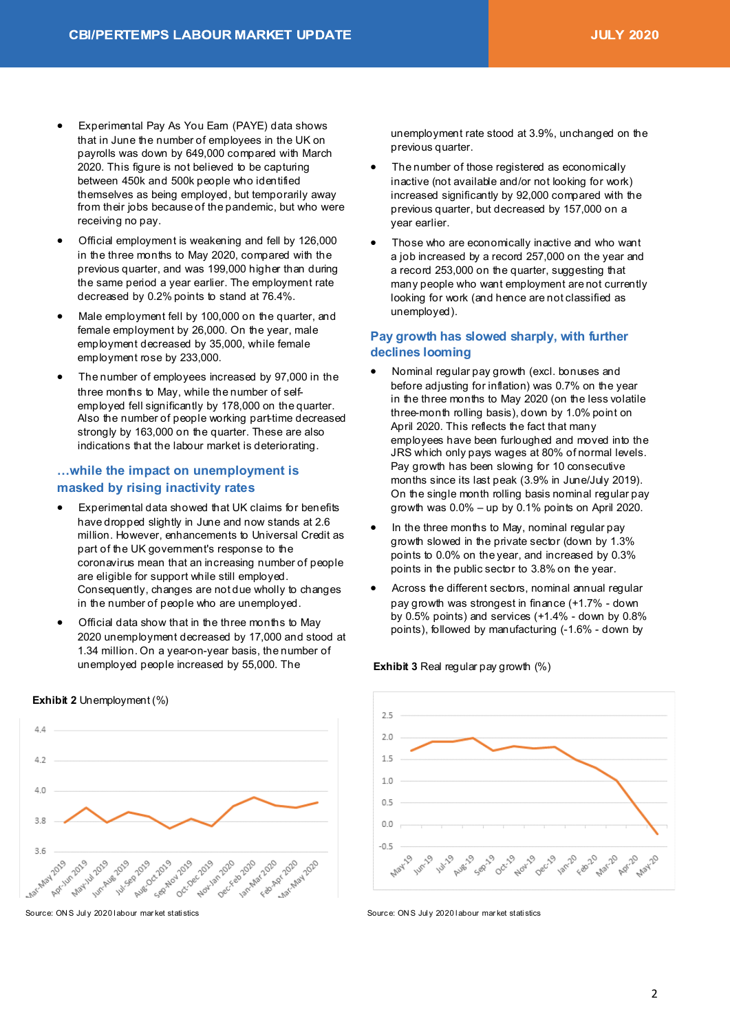- Experimental Pay As You Earn (PAYE) data shows that in June the number of employees in the UK on payrolls was down by 649,000 compared with March 2020. This figure is not believed to be capturing between 450k and 500k people who identified themselves as being employed, but temporarily away from their jobs because of the pandemic, but who were receiving no pay.
- Official employment is weakening and fell by 126,000 in the three months to May 2020, compared with the previous quarter, and was 199,000 higher than during the same period a year earlier. The employment rate decreased by 0.2% points to stand at 76.4%.
- Male employment fell by 100,000 on the quarter, and female employment by 26,000. On the year, male employment decreased by 35,000, while female employment rose by 233,000.
- The number of employees increased by 97,000 in the three months to May, while the number of self-employed fell significantly by 178,000 on the quarter. Also the number of people working part-time decreased strongly by 163,000 on the quarter. These are also indications that the labour market is deteriorating.

## …while the impact on unemployment is masked by rising inactivity rates

- Experimental data showed that UK claims for benefits have dropped slightly in June and now stands at 2.6 million. However, enhancements to Universal Credit as part of the UK government's response to the coronavirus mean that an increasing number of people are eligible for support while still employed. Consequently, changes are not due wholly to changes in the number of people who are unemployed.
- Official data show that in the three months to May 2020 unemployment decreased by 17,000 and stood at 1.34 million. On a year-on-year basis, the number of unemployed people increased by 55,000. The unemployment rate stood at 3.9%, unchanged on the previous quarter.
- The number of those registered as economically inactive (not available and/or not looking for work) increased significantly by 92,000 compared with the previous quarter, but decreased by 157,000 on a year earlier.
- Those who are economically inactive and who want a job increased by a record 257,000 on the year and a record 253,000 on the quarter, suggesting that many people who want employment are not currently looking for work (and hence are not classified as unemployed).

**Exhibit 2** Unemployment (%)

Source: ONS July 2020 labour market statistics

## Pay growth has slowed sharply, with further declines looming

- Nominal regular pay growth (excl. bonuses and before adjusting for inflation) was 0.7% on the year in the three months to May 2020 (on the less volatile three-month rolling basis), down by 1.0% point on April 2020. This reflects the fact that many employees have been furloughed and moved into the JRS which only pays wages at 80% of normal levels. Pay growth has been slowing for 10 consecutive months since its last peak (3.9% in June/July 2019). On the single month rolling basis nominal regular pay growth was 0.0% – up by 0.1% points on April 2020.
- In the three months to May, nominal regular pay growth slowed in the private sector (down by 1.3% points to 0.0% on the year, and increased by 0.3% points in the public sector to 3.8% on the year.
- Across the different sectors, nominal annual regular pay growth was strongest in finance (+1.7% - down by 0.5% points) and services (+1.4% - down by 0.8% points), followed by manufacturing (-1.6% - down by

**Exhibit 3** Real regular pay growth (%)

Source: ONS July 2020 labour market statistics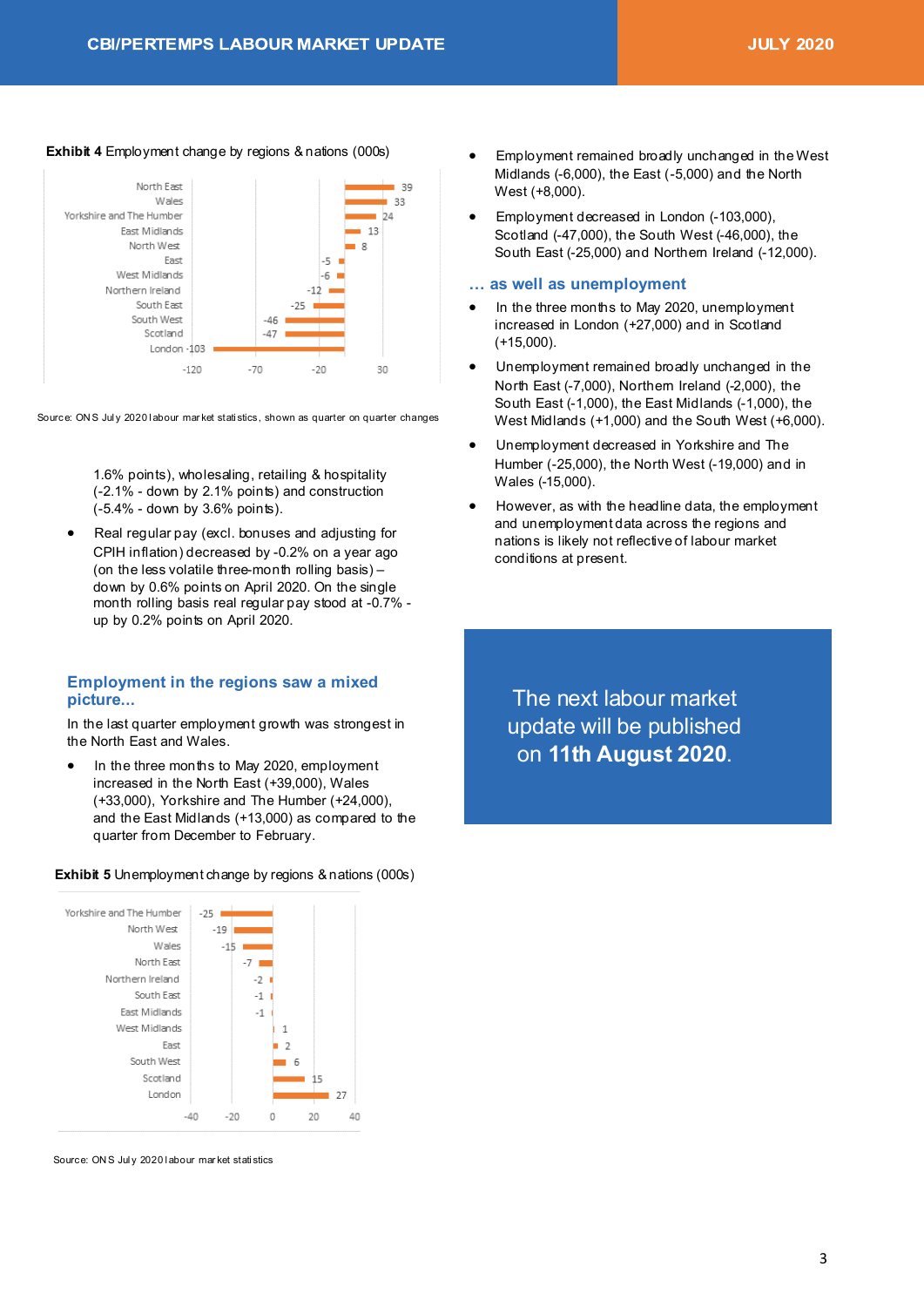**Exhibit 4** Employment change by regions & nations (000s)

| Region | Change (000s) |
|---|---|
| North East | 39 |
| Wales | 33 |
| Yorkshire and The Humber | 24 |
| East Midlands | 13 |
| North West | 8 |
| East | -5 |
| West Midlands | -6 |
| Northern Ireland | -12 |
| South East | -25 |
| South West | -46 |
| Scotland | -47 |
| London | -103 |

Source: ONS July 2020 labour market statistics, shown as quarter on quarter changes

1.6% points), wholesaling, retailing & hospitality (-2.1% - down by 2.1% points) and construction (-5.4% - down by 3.6% points).

- Real regular pay (excl. bonuses and adjusting for CPIH inflation) decreased by -0.2% on a year ago (on the less volatile three-month rolling basis) – down by 0.6% points on April 2020. On the single month rolling basis real regular pay stood at -0.7% - up by 0.2% points on April 2020.

## Employment in the regions saw a mixed picture...

In the last quarter employment growth was strongest in the North East and Wales.

- In the three months to May 2020, employment increased in the North East (+39,000), Wales (+33,000), Yorkshire and The Humber (+24,000), and the East Midlands (+13,000) as compared to the quarter from December to February.

**Exhibit 5** Unemployment change by regions & nations (000s)

| Region | Change (000s) |
|---|---|
| Yorkshire and The Humber | -25 |
| North West | -19 |
| Wales | -15 |
| North East | -7 |
| Northern Ireland | -2 |
| South East | -1 |
| East Midlands | -1 |
| West Midlands | 1 |
| East | 2 |
| South West | 6 |
| Scotland | 15 |
| London | 27 |

Source: ONS July 2020 labour market statistics

- Employment remained broadly unchanged in the West Midlands (-6,000), the East (-5,000) and the North West (+8,000).
- Employment decreased in London (-103,000), Scotland (-47,000), the South West (-46,000), the South East (-25,000) and Northern Ireland (-12,000).

## ... as well as unemployment

- In the three months to May 2020, unemployment increased in London (+27,000) and in Scotland (+15,000).
- Unemployment remained broadly unchanged in the North East (-7,000), Northern Ireland (-2,000), the South East (-1,000), the East Midlands (-1,000), the West Midlands (+1,000) and the South West (+6,000).
- Unemployment decreased in Yorkshire and The Humber (-25,000), the North West (-19,000) and in Wales (-15,000).
- However, as with the headline data, the employment and unemployment data across the regions and nations is likely not reflective of labour market conditions at present.

The next labour market update will be published on **11th August 2020**.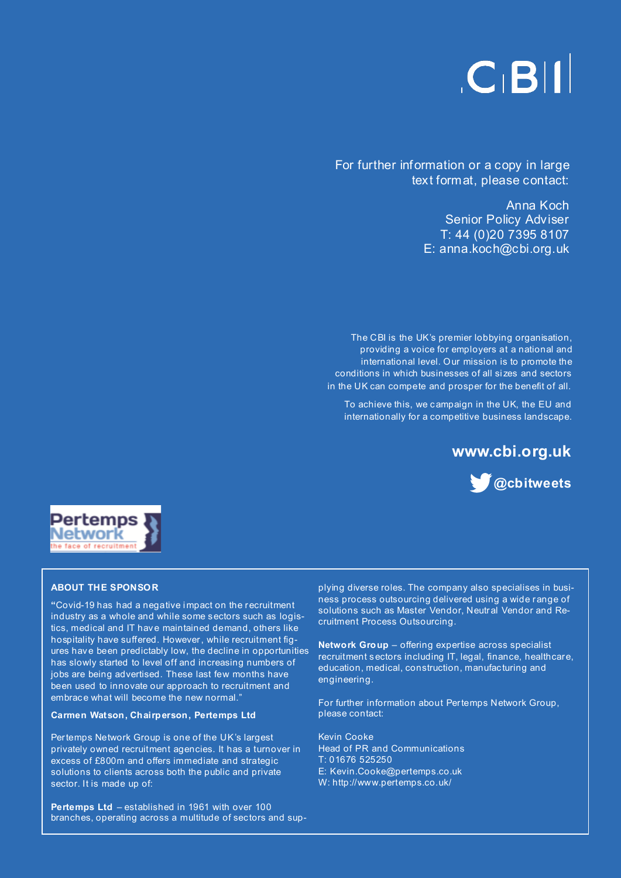For further information or a copy in large text format, please contact:

Anna Koch
Senior Policy Adviser
T: 44 (0)20 7395 8107
E: anna.koch@cbi.org.uk

The CBI is the UK's premier lobbying organisation, providing a voice for employers at a national and international level. Our mission is to promote the conditions in which businesses of all sizes and sectors in the UK can compete and prosper for the benefit of all.

To achieve this, we campaign in the UK, the EU and internationally for a competitive business landscape.

**www.cbi.org.uk**

**@cbitweets**

### ABOUT THE SPONSOR

"Covid-19 has had a negative impact on the recruitment industry as a whole and while some sectors such as logistics, medical and IT have maintained demand, others like hospitality have suffered. However, while recruitment figures have been predictably low, the decline in opportunities has slowly started to level off and increasing numbers of jobs are being advertised. These last few months have been used to innovate our approach to recruitment and embrace what will become the new normal."

**Carmen Watson, Chairperson, Pertemps Ltd**

Pertemps Network Group is one of the UK's largest privately owned recruitment agencies. It has a turnover in excess of £800m and offers immediate and strategic solutions to clients across both the public and private sector. It is made up of:

**Pertemps Ltd** – established in 1961 with over 100 branches, operating across a multitude of sectors and supplying diverse roles. The company also specialises in business process outsourcing delivered using a wide range of solutions such as Master Vendor, Neutral Vendor and Recruitment Process Outsourcing.

**Network Group** – offering expertise across specialist recruitment sectors including IT, legal, finance, healthcare, education, medical, construction, manufacturing and engineering.

For further information about Pertemps Network Group, please contact:

Kevin Cooke
Head of PR and Communications
T: 01676 525250
E: Kevin.Cooke@pertemps.co.uk
W: http://www.pertemps.co.uk/